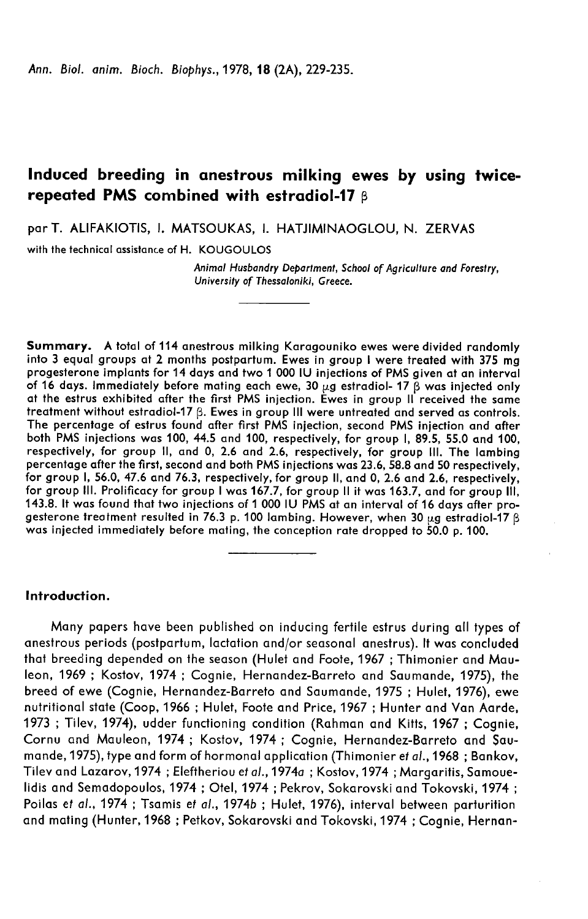# Induced breeding in anestrous milking ewes by using twice-repeated PMS combined with estradiol-17 β

par T. ALIFAKIOTIS, I. MATSOUKAS, I. HATJIMINAOGLOU, N. ZERVAS

with the technical assistance of H. KOUGOULOS

*Animal Husbandry Department, School of Agriculture and Forestry, University of Thessaloniki, Greece.*

---

**Summary.** A total of 114 anestrous milking Karagouniko ewes were divided randomly into 3 equal groups at 2 months postpartum. Ewes in group I were treated with 375 mg progesterone implants for 14 days and two 1 000 IU injections of PMS given at an interval of 16 days. Immediately before mating each ewe, 30 μg estradiol- 17 β was injected only at the estrus exhibited after the first PMS injection. Ewes in group II received the same treatment without estradiol-17 β. Ewes in group III were untreated and served as controls. The percentage of estrus found after first PMS injection, second PMS injection and after both PMS injections was 100, 44.5 and 100, respectively, for group I, 89.5, 55.0 and 100, respectively, for group II, and 0, 2.6 and 2.6, respectively, for group III. The lambing percentage after the first, second and both PMS injections was 23.6, 58.8 and 50 respectively, for group I, 56.0, 47.6 and 76.3, respectively, for group II, and 0, 2.6 and 2.6, respectively, for group III. Prolificacy for group I was 167.7, for group II it was 163.7, and for group III, 143.8. It was found that two injections of 1 000 IU PMS at an interval of 16 days after progesterone treatment resulted in 76.3 p. 100 lambing. However, when 30 μg estradiol-17 β was injected immediately before mating, the conception rate dropped to 50.0 p. 100.

---

## Introduction.

Many papers have been published on inducing fertile estrus during all types of anestrous periods (postpartum, lactation and/or seasonal anestrus). It was concluded that breeding depended on the season (Hulet and Foote, 1967 ; Thimonier and Mauleon, 1969 ; Kostov, 1974 ; Cognie, Hernandez-Barreto and Saumande, 1975), the breed of ewe (Cognie, Hernandez-Barreto and Saumande, 1975 ; Hulet, 1976), ewe nutritional state (Coop, 1966 ; Hulet, Foote and Price, 1967 ; Hunter and Van Aarde, 1973 ; Tilev, 1974), udder functioning condition (Rahman and Kitts, 1967 ; Cognie, Cornu and Mauleon, 1974 ; Kostov, 1974 ; Cognie, Hernandez-Barreto and Saumande, 1975), type and form of hormonal application (Thimonier *et al.*, 1968 ; Bankov, Tilev and Lazarov, 1974 ; Eleftheriou *et al.*, 1974*a* ; Kostov, 1974 ; Margaritis, Samouelidis and Semadopoulos, 1974 ; Otel, 1974 ; Pekrov, Sokarovski and Tokovski, 1974 ; Poilas *et al.*, 1974 ; Tsamis *et al.*, 1974*b* ; Hulet, 1976), interval between parturition and mating (Hunter, 1968 ; Petkov, Sokarovski and Tokovski, 1974 ; Cognie, Hernan-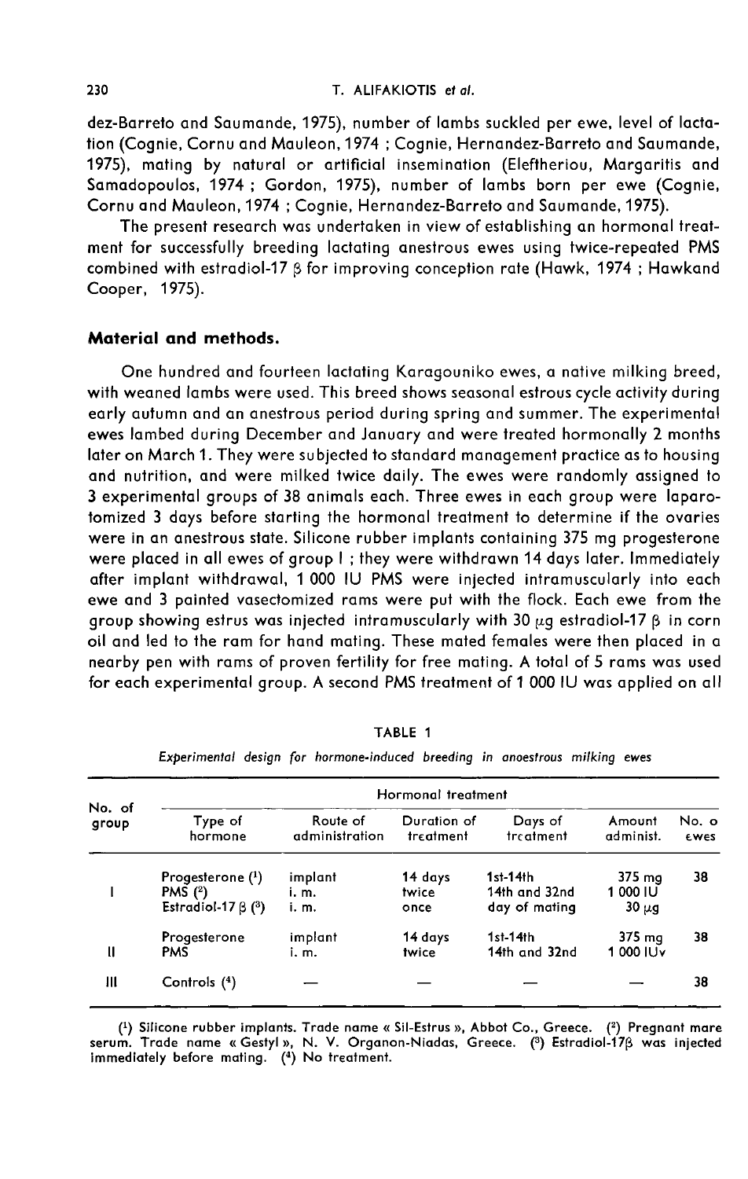dez-Barreto and Saumande, 1975), number of lambs suckled per ewe, level of lactation (Cognie, Cornu and Mauleon, 1974 ; Cognie, Hernandez-Barreto and Saumande, 1975), mating by natural or artificial insemination (Eleftheriou, Margaritis and Samadopoulos, 1974 ; Gordon, 1975), number of lambs born per ewe (Cognie, Cornu and Mauleon, 1974 ; Cognie, Hernandez-Barreto and Saumande, 1975).

The present research was undertaken in view of establishing an hormonal treatment for successfully breeding lactating anestrous ewes using twice-repeated PMS combined with estradiol-17 β for improving conception rate (Hawk, 1974 ; Hawkand Cooper, 1975).

## Material and methods.

One hundred and fourteen lactating Karagouniko ewes, a native milking breed, with weaned lambs were used. This breed shows seasonal estrous cycle activity during early autumn and an anestrous period during spring and summer. The experimental ewes lambed during December and January and were treated hormonally 2 months later on March 1. They were subjected to standard management practice as to housing and nutrition, and were milked twice daily. The ewes were randomly assigned to 3 experimental groups of 38 animals each. Three ewes in each group were laparotomized 3 days before starting the hormonal treatment to determine if the ovaries were in an anestrous state. Silicone rubber implants containing 375 mg progesterone were placed in all ewes of group I ; they were withdrawn 14 days later. Immediately after implant withdrawal, 1 000 IU PMS were injected intramuscularly into each ewe and 3 painted vasectomized rams were put with the flock. Each ewe from the group showing estrus was injected intramuscularly with 30 μg estradiol-17 β in corn oil and led to the ram for hand mating. These mated females were then placed in a nearby pen with rams of proven fertility for free mating. A total of 5 rams was used for each experimental group. A second PMS treatment of 1 000 IU was applied on all

TABLE 1

*Experimental design for hormone-induced breeding in anoestrous milking ewes*

| No. of group | Hormonal treatment | | | | | No. of ewes |
|---|---|---|---|---|---|---|
| | Type of hormone | Route of administration | Duration of treatment | Days of treatment | Amount administ. | |
| I | Progesterone (1)<br>PMS (2)<br>Estradiol-17 β (3) | implant<br>i. m.<br>i. m. | 14 days<br>twice<br>once | 1st-14th<br>14th and 32nd<br>day of mating | 375 mg<br>1 000 IU<br>30 μg | 38 |
| II | Progesterone<br>PMS | implant<br>i. m. | 14 days<br>twice | 1st-14th<br>14th and 32nd | 375 mg<br>1 000 IU | 38 |
| III | Controls (4) | — | — | — | — | 38 |

(1) Silicone rubber implants. Trade name « Sil-Estrus », Abbot Co., Greece. (2) Pregnant mare serum. Trade name « Gestyl », N. V. Organon-Niadas, Greece. (3) Estradiol-17β was injected immediately before mating. (4) No treatment.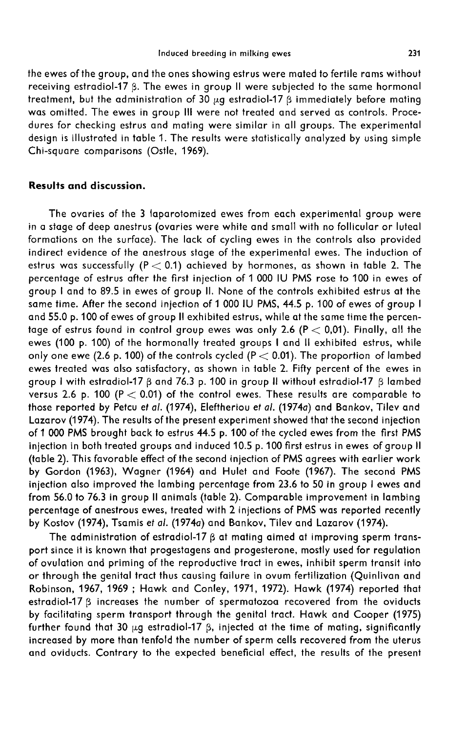the ewes of the group, and the ones showing estrus were mated to fertile rams without receiving estradiol-17 β. The ewes in group II were subjected to the same hormonal treatment, but the administration of 30 μg estradiol-17 β immediately before mating was omitted. The ewes in group III were not treated and served as controls. Procedures for checking estrus and mating were similar in all groups. The experimental design is illustrated in table 1. The results were statistically analyzed by using simple Chi-square comparisons (Ostle, 1969).

## Results and discussion.

The ovaries of the 3 laparotomized ewes from each experimental group were in a stage of deep anestrus (ovaries were white and small with no follicular or luteal formations on the surface). The lack of cycling ewes in the controls also provided indirect evidence of the anestrous stage of the experimental ewes. The induction of estrus was successfully ($P < 0.1$) achieved by hormones, as shown in table 2. The percentage of estrus after the first injection of 1 000 IU PMS rose to 100 in ewes of group I and to 89.5 in ewes of group II. None of the controls exhibited estrus at the same time. After the second injection of 1 000 IU PMS, 44.5 p. 100 of ewes of group I and 55.0 p. 100 of ewes of group II exhibited estrus, while at the same time the percentage of estrus found in control group ewes was only 2.6 ($P < 0{,}01$). Finally, all the ewes (100 p. 100) of the hormonally treated groups I and II exhibited estrus, while only one ewe (2.6 p. 100) of the controls cycled ($P < 0.01$). The proportion of lambed ewes treated was also satisfactory, as shown in table 2. Fifty percent of the ewes in group I with estradiol-17 β and 76.3 p. 100 in group II without estradiol-17 β lambed versus 2.6 p. 100 ($P < 0.01$) of the control ewes. These results are comparable to those reported by Petcu *et al.* (1974), Eleftheriou *et al.* (1974*a*) and Bankov, Tilev and Lazarov (1974). The results of the present experiment showed that the second injection of 1 000 PMS brought back to estrus 44.5 p. 100 of the cycled ewes from the first PMS injection in both treated groups and induced 10.5 p. 100 first estrus in ewes of group II (table 2). This favorable effect of the second injection of PMS agrees with earlier work by Gordon (1963), Wagner (1964) and Hulet and Foote (1967). The second PMS injection also improved the lambing percentage from 23.6 to 50 in group I ewes and from 56.0 to 76.3 in group II animals (table 2). Comparable improvement in lambing percentage of anestrous ewes, treated with 2 injections of PMS was reported recently by Kostov (1974), Tsamis *et al.* (1974*a*) and Bankov, Tilev and Lazarov (1974).

The administration of estradiol-17 β at mating aimed at improving sperm transport since it is known that progestagens and progesterone, mostly used for regulation of ovulation and priming of the reproductive tract in ewes, inhibit sperm transit into or through the genital tract thus causing failure in ovum fertilization (Quinlivan and Robinson, 1967, 1969 ; Hawk and Conley, 1971, 1972). Hawk (1974) reported that estradiol-17 β increases the number of spermatozoa recovered from the oviducts by facilitating sperm transport through the genital tract. Hawk and Cooper (1975) further found that 30 μg estradiol-17 β, injected at the time of mating, significantly increased by more than tenfold the number of sperm cells recovered from the uterus and oviducts. Contrary to the expected beneficial effect, the results of the present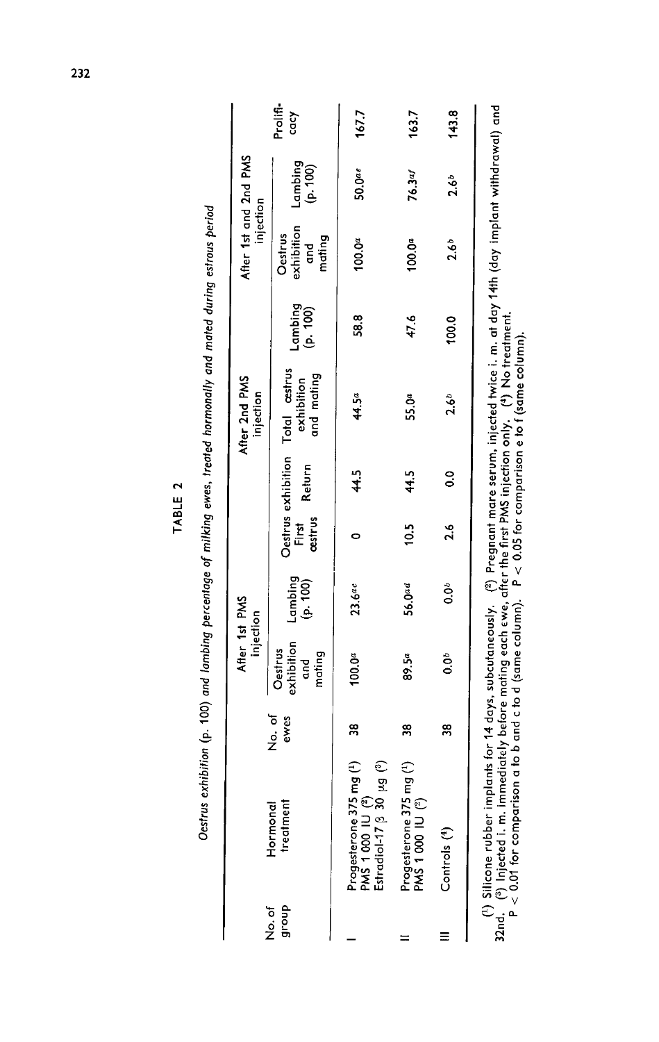TABLE 2

*Oestrus exhibition (p. 100) and lambing percentage of milking ewes, treated hormonally and mated during estrous period*

| No. of group | Hormonal treatment | No. of ewes | After 1st PMS injection | | After 2nd PMS injection | | | | After 1st and 2nd PMS injection | | Prolificacy |
|---|---|---|---|---|---|---|---|---|---|---|---|
| | | | Oestrus exhibition and mating | Lambing (p. 100) | Oestrus exhibition First oestrus | Oestrus exhibition Return | Total oestrus exhibition and mating | Lambing (p. 100) | Oestrus exhibition and mating | Lambing (p. 100) | |
| I | Progesterone 375 mg (¹) PMS 1 000 IU (²) Estradiol-17 β 30 μg (³) | 38 | 100.0[a] | 23.6[ac] | 0 | 44.5 | 44.5[a] | 58.8 | 100.0[a] | 50.0[ae] | 167.7 |
| II | Progesterone 375 mg (¹) PMS 1 000 IU (²) | 38 | 89.5[a] | 56.0[ad] | 10.5 | 44.5 | 55.0[a] | 47.6 | 100.0[a] | 76.3[af] | 163.7 |
| III | Controls (⁴) | 38 | 0.0[b] | 0.0[b] | 2.6 | 0.0 | 2.6[b] | 100.0 | 2.6[b] | 2.6[b] | 143.8 |

(¹) Silicone rubber implants for 14 days, subcutaneously. (²) Pregnant mare serum, injected twice i. m. at day 14th (day implant withdrawal) and 32nd. (³) Injected i. m. immediately before mating each ewe, after the first PMS injection only. (⁴) No treatment.
$P < 0.01$ for comparison a to b and c to d (same column). $P < 0.05$ for comparison e to f (same column).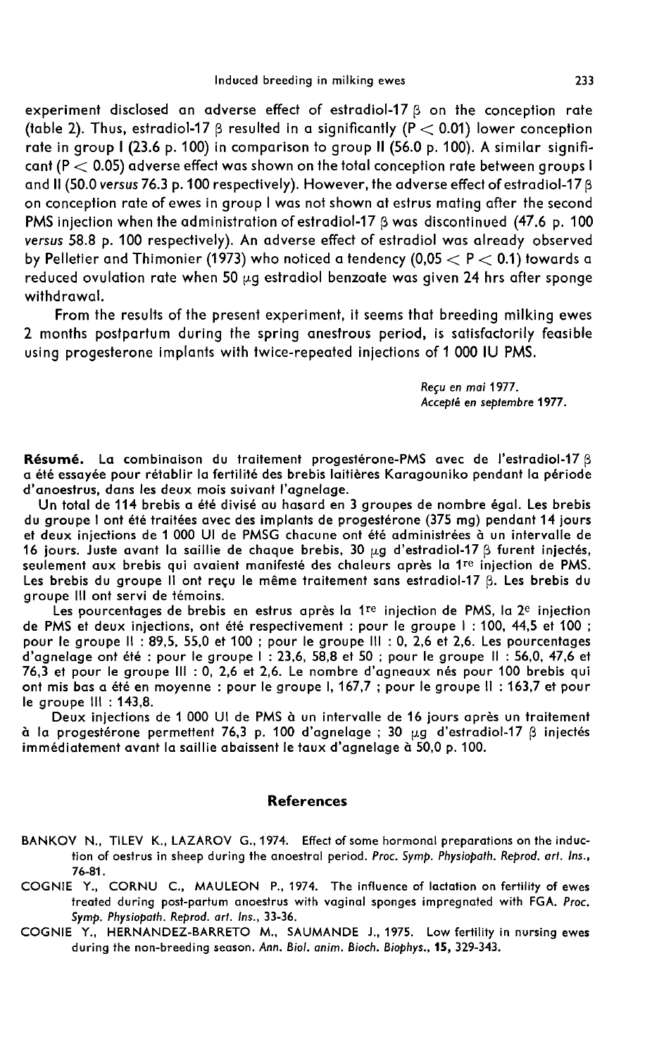experiment disclosed an adverse effect of estradiol-17 β on the conception rate (table 2). Thus, estradiol-17 β resulted in a significantly ($P < 0.01$) lower conception rate in group I (23.6 p. 100) in comparison to group II (56.0 p. 100). A similar significant ($P < 0.05$) adverse effect was shown on the total conception rate between groups I and II (50.0 *versus* 76.3 p. 100 respectively). However, the adverse effect of estradiol-17 β on conception rate of ewes in group I was not shown at estrus mating after the second PMS injection when the administration of estradiol-17 β was discontinued (47.6 p. 100 *versus* 58.8 p. 100 respectively). An adverse effect of estradiol was already observed by Pelletier and Thimonier (1973) who noticed a tendency ($0,05 < P < 0.1$) towards a reduced ovulation rate when 50 μg estradiol benzoate was given 24 hrs after sponge withdrawal.

From the results of the present experiment, it seems that breeding milking ewes 2 months postpartum during the spring anestrous period, is satisfactorily feasible using progesterone implants with twice-repeated injections of 1 000 IU PMS.

*Reçu en mai 1977.*
*Accepté en septembre 1977.*

**Résumé.** La combinaison du traitement progestérone-PMS avec de l'estradiol-17 β a été essayée pour rétablir la fertilité des brebis laitières Karagouniko pendant la période d'anoestrus, dans les deux mois suivant l'agnelage.

Un total de 114 brebis a été divisé au hasard en 3 groupes de nombre égal. Les brebis du groupe I ont été traitées avec des implants de progestérone (375 mg) pendant 14 jours et deux injections de 1 000 UI de PMSG chacune ont été administrées à un intervalle de 16 jours. Juste avant la saillie de chaque brebis, 30 μg d'estradiol-17 β furent injectés, seulement aux brebis qui avaient manifesté des chaleurs après la 1re injection de PMS. Les brebis du groupe II ont reçu le même traitement sans estradiol-17 β. Les brebis du groupe III ont servi de témoins.

Les pourcentages de brebis en estrus après la 1re injection de PMS, la 2e injection de PMS et deux injections, ont été respectivement : pour le groupe I : 100, 44,5 et 100 ; pour le groupe II : 89,5, 55,0 et 100 ; pour le groupe III : 0, 2,6 et 2,6. Les pourcentages d'agnelage ont été : pour le groupe I : 23,6, 58,8 et 50 ; pour le groupe II : 56,0, 47,6 et 76,3 et pour le groupe III : 0, 2,6 et 2,6. Le nombre d'agneaux nés pour 100 brebis qui ont mis bas a été en moyenne : pour le groupe I, 167,7 ; pour le groupe II : 163,7 et pour le groupe III : 143,8.

Deux injections de 1 000 UI de PMS à un intervalle de 16 jours après un traitement à la progestérone permettent 76,3 p. 100 d'agnelage ; 30 μg d'estradiol-17 β injectés immédiatement avant la saillie abaissent le taux d'agnelage à 50,0 p. 100.

## References

BANKOV N., TILEV K., LAZAROV G., 1974. Effect of some hormonal preparations on the induction of oestrus in sheep during the anoestral period. *Proc. Symp. Physiopath. Reprod. art. Ins.*, 76-81.

COGNIE Y., CORNU C., MAULEON P., 1974. The influence of lactation on fertility of ewes treated during post-partum anoestrus with vaginal sponges impregnated with FGA. *Proc. Symp. Physiopath. Reprod. art. Ins.*, 33-36.

COGNIE Y., HERNANDEZ-BARRETO M., SAUMANDE J., 1975. Low fertility in nursing ewes during the non-breeding season. *Ann. Biol. anim. Bioch. Biophys.*, **15**, 329-343.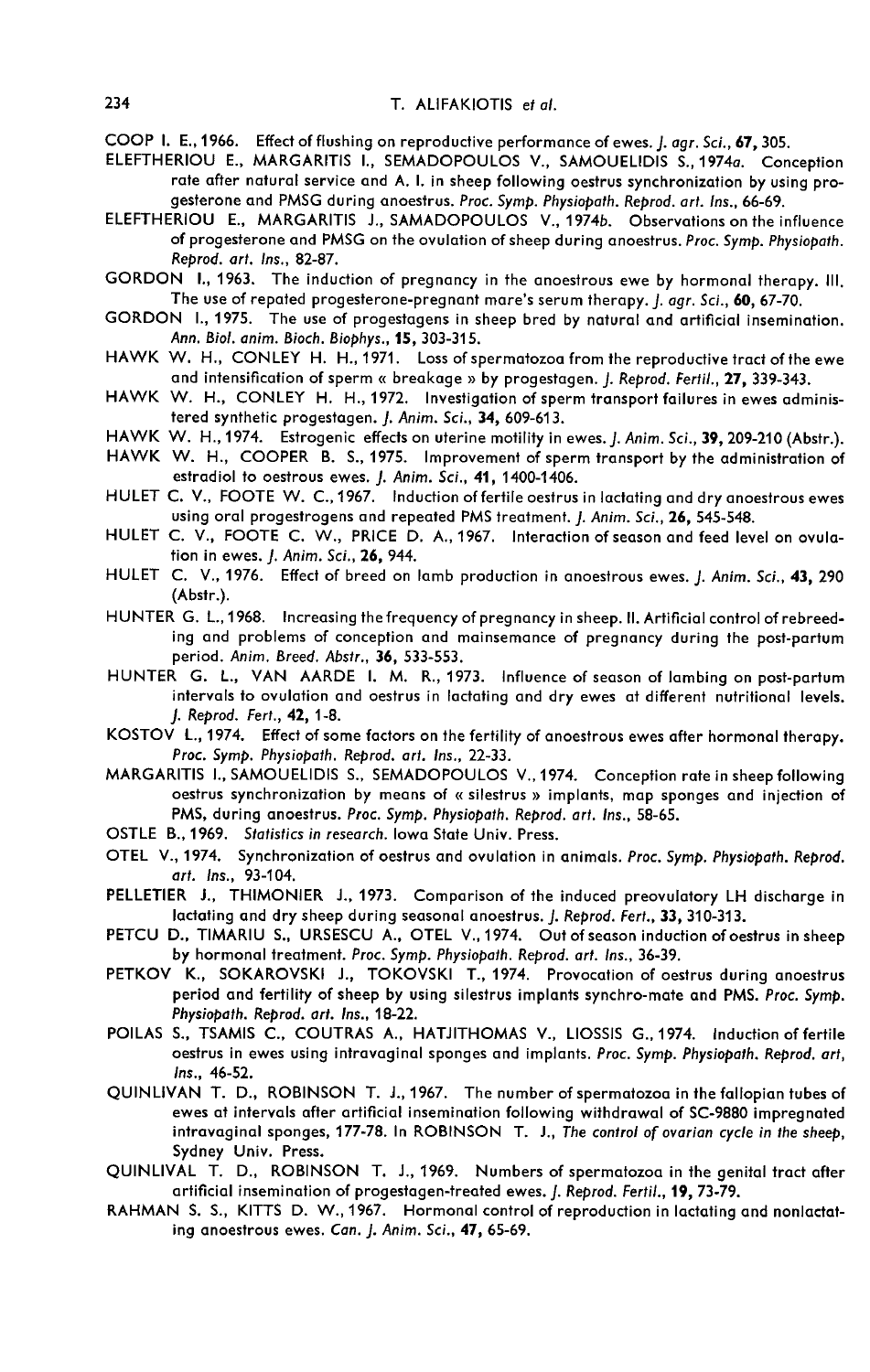COOP I. E., 1966. Effect of flushing on reproductive performance of ewes. *J. agr. Sci.*, **67**, 305.

ELEFTHERIOU E., MARGARITIS I., SEMADOPOULOS V., SAMOUELIDIS S., 1974*a*. Conception rate after natural service and A. I. in sheep following oestrus synchronization by using progesterone and PMSG during anoestrus. *Proc. Symp. Physiopath. Reprod. art. Ins.*, 66-69.

ELEFTHERIOU E., MARGARITIS J., SAMADOPOULOS V., 1974*b*. Observations on the influence of progesterone and PMSG on the ovulation of sheep during anoestrus. *Proc. Symp. Physiopath. Reprod. art. Ins.*, 82-87.

GORDON I., 1963. The induction of pregnancy in the anoestrous ewe by hormonal therapy. III. The use of repated progesterone-pregnant mare's serum therapy. *J. agr. Sci.*, **60**, 67-70.

GORDON I., 1975. The use of progestagens in sheep bred by natural and artificial insemination. *Ann. Biol. anim. Bioch. Biophys.*, **15**, 303-315.

HAWK W. H., CONLEY H. H., 1971. Loss of spermatozoa from the reproductive tract of the ewe and intensification of sperm « breakage » by progestagen. *J. Reprod. Fertil.*, **27**, 339-343.

HAWK W. H., CONLEY H. H., 1972. Investigation of sperm transport failures in ewes administered synthetic progestagen. *J. Anim. Sci.*, **34**, 609-613.

HAWK W. H., 1974. Estrogenic effects on uterine motility in ewes. *J. Anim. Sci.*, **39**, 209-210 (Abstr.).

HAWK W. H., COOPER B. S., 1975. Improvement of sperm transport by the administration of estradiol to oestrous ewes. *J. Anim. Sci.*, **41**, 1400-1406.

HULET C. V., FOOTE W. C., 1967. Induction of fertile oestrus in lactating and dry anoestrous ewes using oral progestrogens and repeated PMS treatment. *J. Anim. Sci.*, **26**, 545-548.

HULET C. V., FOOTE C. W., PRICE D. A., 1967. Interaction of season and feed level on ovulation in ewes. *J. Anim. Sci.*, **26**, 944.

HULET C. V., 1976. Effect of breed on lamb production in anoestrous ewes. *J. Anim. Sci.*, **43**, 290 (Abstr.).

HUNTER G. L., 1968. Increasing the frequency of pregnancy in sheep. II. Artificial control of rebreeding and problems of conception and mainsemance of pregnancy during the post-partum period. *Anim. Breed. Abstr.*, **36**, 533-553.

HUNTER G. L., VAN AARDE I. M. R., 1973. Influence of season of lambing on post-partum intervals to ovulation and oestrus in lactating and dry ewes at different nutritional levels. *J. Reprod. Fert.*, **42**, 1-8.

KOSTOV L., 1974. Effect of some factors on the fertility of anoestrous ewes after hormonal therapy. *Proc. Symp. Physiopath. Reprod. art. Ins.*, 22-33.

MARGARITIS I., SAMOUELIDIS S., SEMADOPOULOS V., 1974. Conception rate in sheep following oestrus synchronization by means of « silestrus » implants, map sponges and injection of PMS, during anoestrus. *Proc. Symp. Physiopath. Reprod. art. Ins.*, 58-65.

OSTLE B., 1969. *Statistics in research.* Iowa State Univ. Press.

OTEL V., 1974. Synchronization of oestrus and ovulation in animals. *Proc. Symp. Physiopath. Reprod. art. Ins.*, 93-104.

PELLETIER J., THIMONIER J., 1973. Comparison of the induced preovulatory LH discharge in lactating and dry sheep during seasonal anoestrus. *J. Reprod. Fert.*, **33**, 310-313.

PETCU D., TIMARIU S., URSESCU A., OTEL V., 1974. Out of season induction of oestrus in sheep by hormonal treatment. *Proc. Symp. Physiopath. Reprod. art. Ins.*, 36-39.

PETKOV K., SOKAROVSKI J., TOKOVSKI T., 1974. Provocation of oestrus during anoestrus period and fertility of sheep by using silestrus implants synchro-mate and PMS. *Proc. Symp. Physiopath. Reprod. art. Ins.*, 18-22.

POILAS S., TSAMIS C., COUTRAS A., HATJITHOMAS V., LIOSSIS G., 1974. Induction of fertile oestrus in ewes using intravaginal sponges and implants. *Proc. Symp. Physiopath. Reprod. art, Ins.*, 46-52.

QUINLIVAN T. D., ROBINSON T. J., 1967. The number of spermatozoa in the fallopian tubes of ewes at intervals after artificial insemination following withdrawal of SC-9880 impregnated intravaginal sponges, 177-78. In ROBINSON T. J., *The control of ovarian cycle in the sheep*, Sydney Univ. Press.

QUINLIVAL T. D., ROBINSON T. J., 1969. Numbers of spermatozoa in the genital tract after artificial insemination of progestagen-treated ewes. *J. Reprod. Fertil.*, **19**, 73-79.

RAHMAN S. S., KITTS D. W., 1967. Hormonal control of reproduction in lactating and nonlactating anoestrous ewes. *Can. J. Anim. Sci.*, **47**, 65-69.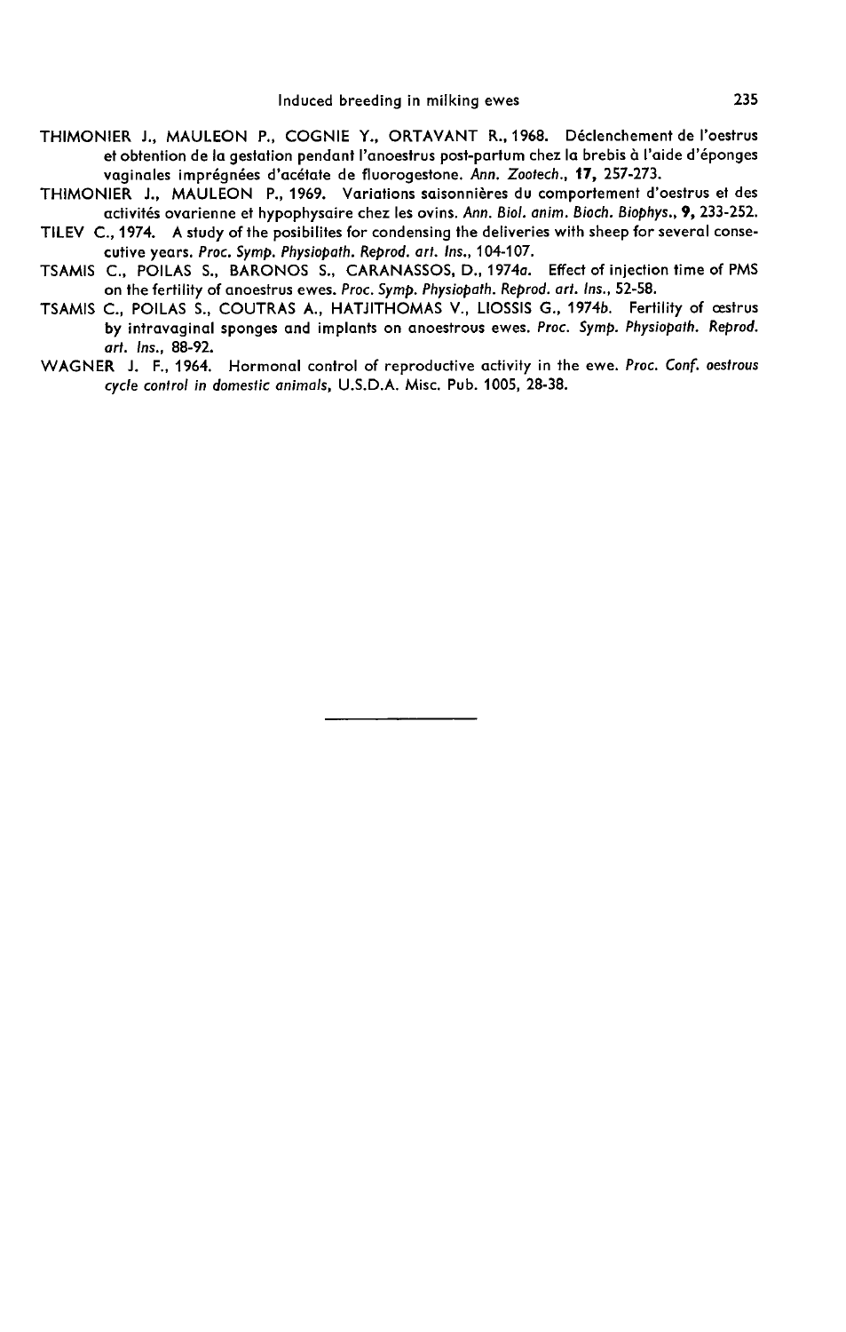THIMONIER J., MAULEON P., COGNIE Y., ORTAVANT R., 1968. Déclenchement de l'oestrus et obtention de la gestation pendant l'anoestrus post-partum chez la brebis à l'aide d'éponges vaginales imprégnées d'acétate de fluorogestone. *Ann. Zootech.*, **17**, 257-273.

THIMONIER J., MAULEON P., 1969. Variations saisonnières du comportement d'oestrus et des activités ovarienne et hypophysaire chez les ovins. *Ann. Biol. anim. Bioch. Biophys.*, **9**, 233-252.

TILEV C., 1974. A study of the posibilites for condensing the deliveries with sheep for several consecutive years. *Proc. Symp. Physiopath. Reprod. art. Ins.*, 104-107.

TSAMIS C., POILAS S., BARONOS S., CARANASSOS, D., 1974*a*. Effect of injection time of PMS on the fertility of anoestrus ewes. *Proc. Symp. Physiopath. Reprod. art. Ins.*, 52-58.

TSAMIS C., POILAS S., COUTRAS A., HATJITHOMAS V., LIOSSIS G., 1974*b*. Fertility of œstrus by intravaginal sponges and implants on anoestrous ewes. *Proc. Symp. Physiopath. Reprod. art. Ins.*, 88-92.

WAGNER J. F., 1964. Hormonal control of reproductive activity in the ewe. *Proc. Conf. oestrous cycle control in domestic animals*, U.S.D.A. Misc. Pub. 1005, 28-38.